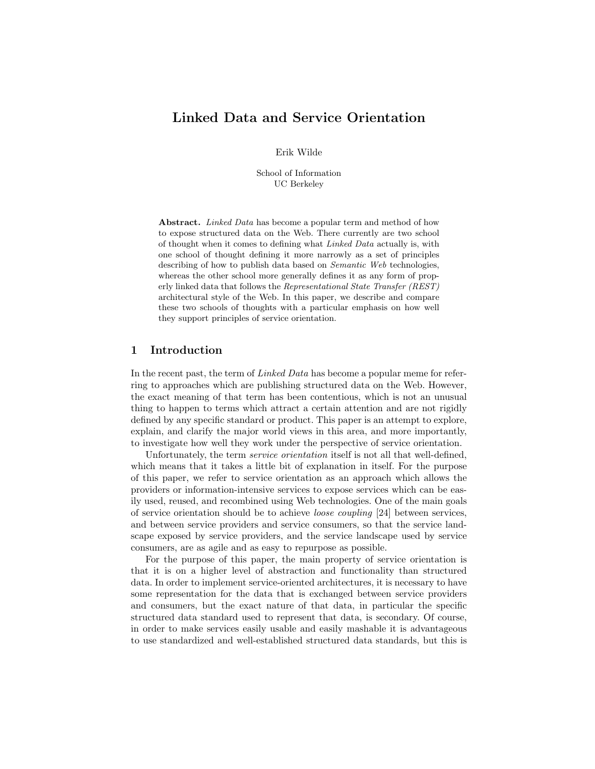# Linked Data and Service Orientation

Erik Wilde

School of Information
UC Berkeley

**Abstract.** *Linked Data* has become a popular term and method of how to expose structured data on the Web. There currently are two school of thought when it comes to defining what *Linked Data* actually is, with one school of thought defining it more narrowly as a set of principles describing of how to publish data based on *Semantic Web* technologies, whereas the other school more generally defines it as any form of properly linked data that follows the *Representational State Transfer (REST)* architectural style of the Web. In this paper, we describe and compare these two schools of thoughts with a particular emphasis on how well they support principles of service orientation.

## 1 Introduction

In the recent past, the term of *Linked Data* has become a popular meme for referring to approaches which are publishing structured data on the Web. However, the exact meaning of that term has been contentious, which is not an unusual thing to happen to terms which attract a certain attention and are not rigidly defined by any specific standard or product. This paper is an attempt to explore, explain, and clarify the major world views in this area, and more importantly, to investigate how well they work under the perspective of service orientation.

Unfortunately, the term *service orientation* itself is not all that well-defined, which means that it takes a little bit of explanation in itself. For the purpose of this paper, we refer to service orientation as an approach which allows the providers or information-intensive services to expose services which can be easily used, reused, and recombined using Web technologies. One of the main goals of service orientation should be to achieve *loose coupling* [24] between services, and between service providers and service consumers, so that the service landscape exposed by service providers, and the service landscape used by service consumers, are as agile and as easy to repurpose as possible.

For the purpose of this paper, the main property of service orientation is that it is on a higher level of abstraction and functionality than structured data. In order to implement service-oriented architectures, it is necessary to have some representation for the data that is exchanged between service providers and consumers, but the exact nature of that data, in particular the specific structured data standard used to represent that data, is secondary. Of course, in order to make services easily usable and easily mashable it is advantageous to use standardized and well-established structured data standards, but this is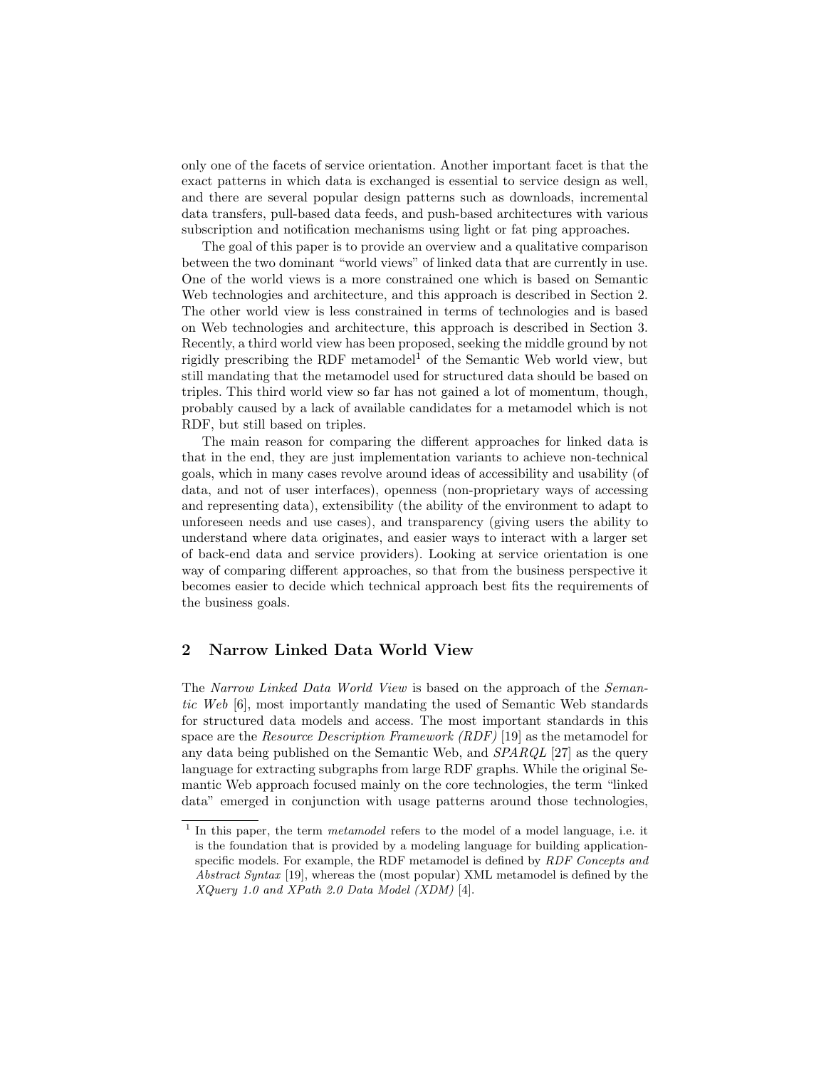only one of the facets of service orientation. Another important facet is that the exact patterns in which data is exchanged is essential to service design as well, and there are several popular design patterns such as downloads, incremental data transfers, pull-based data feeds, and push-based architectures with various subscription and notification mechanisms using light or fat ping approaches.

The goal of this paper is to provide an overview and a qualitative comparison between the two dominant "world views" of linked data that are currently in use. One of the world views is a more constrained one which is based on Semantic Web technologies and architecture, and this approach is described in Section 2. The other world view is less constrained in terms of technologies and is based on Web technologies and architecture, this approach is described in Section 3. Recently, a third world view has been proposed, seeking the middle ground by not rigidly prescribing the RDF metamodel[1] of the Semantic Web world view, but still mandating that the metamodel used for structured data should be based on triples. This third world view so far has not gained a lot of momentum, though, probably caused by a lack of available candidates for a metamodel which is not RDF, but still based on triples.

The main reason for comparing the different approaches for linked data is that in the end, they are just implementation variants to achieve non-technical goals, which in many cases revolve around ideas of accessibility and usability (of data, and not of user interfaces), openness (non-proprietary ways of accessing and representing data), extensibility (the ability of the environment to adapt to unforeseen needs and use cases), and transparency (giving users the ability to understand where data originates, and easier ways to interact with a larger set of back-end data and service providers). Looking at service orientation is one way of comparing different approaches, so that from the business perspective it becomes easier to decide which technical approach best fits the requirements of the business goals.

## 2 Narrow Linked Data World View

The *Narrow Linked Data World View* is based on the approach of the *Semantic Web* [6], most importantly mandating the used of Semantic Web standards for structured data models and access. The most important standards in this space are the *Resource Description Framework (RDF)* [19] as the metamodel for any data being published on the Semantic Web, and *SPARQL* [27] as the query language for extracting subgraphs from large RDF graphs. While the original Semantic Web approach focused mainly on the core technologies, the term "linked data" emerged in conjunction with usage patterns around those technologies,

[1] In this paper, the term *metamodel* refers to the model of a model language, i.e. it is the foundation that is provided by a modeling language for building application-specific models. For example, the RDF metamodel is defined by *RDF Concepts and Abstract Syntax* [19], whereas the (most popular) XML metamodel is defined by the *XQuery 1.0 and XPath 2.0 Data Model (XDM)* [4].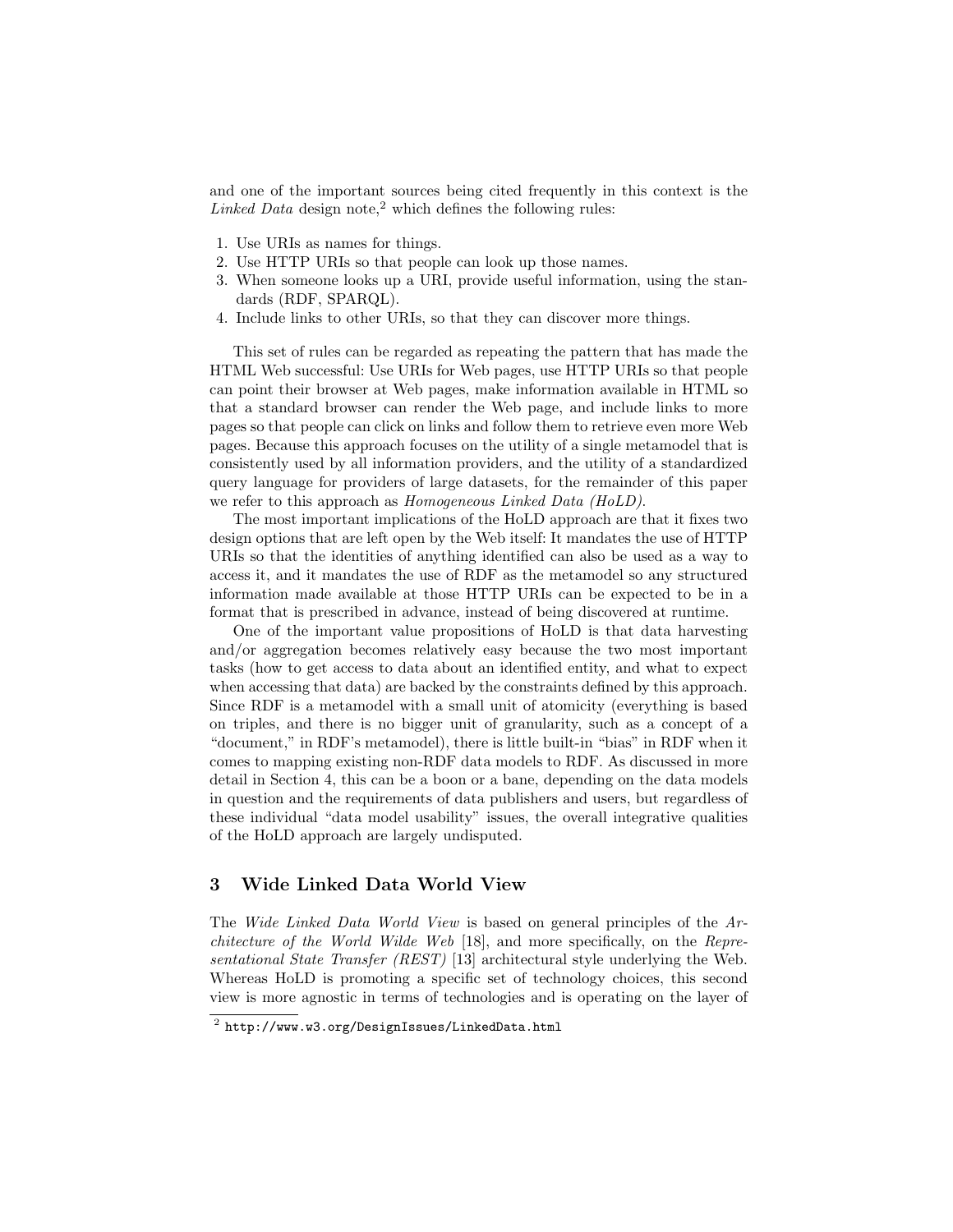and one of the important sources being cited frequently in this context is the *Linked Data* design note,[2] which defines the following rules:

1. Use URIs as names for things.
2. Use HTTP URIs so that people can look up those names.
3. When someone looks up a URI, provide useful information, using the standards (RDF, SPARQL).
4. Include links to other URIs, so that they can discover more things.

This set of rules can be regarded as repeating the pattern that has made the HTML Web successful: Use URIs for Web pages, use HTTP URIs so that people can point their browser at Web pages, make information available in HTML so that a standard browser can render the Web page, and include links to more pages so that people can click on links and follow them to retrieve even more Web pages. Because this approach focuses on the utility of a single metamodel that is consistently used by all information providers, and the utility of a standardized query language for providers of large datasets, for the remainder of this paper we refer to this approach as *Homogeneous Linked Data (HoLD)*.

The most important implications of the HoLD approach are that it fixes two design options that are left open by the Web itself: It mandates the use of HTTP URIs so that the identities of anything identified can also be used as a way to access it, and it mandates the use of RDF as the metamodel so any structured information made available at those HTTP URIs can be expected to be in a format that is prescribed in advance, instead of being discovered at runtime.

One of the important value propositions of HoLD is that data harvesting and/or aggregation becomes relatively easy because the two most important tasks (how to get access to data about an identified entity, and what to expect when accessing that data) are backed by the constraints defined by this approach. Since RDF is a metamodel with a small unit of atomicity (everything is based on triples, and there is no bigger unit of granularity, such as a concept of a "document," in RDF's metamodel), there is little built-in "bias" in RDF when it comes to mapping existing non-RDF data models to RDF. As discussed in more detail in Section 4, this can be a boon or a bane, depending on the data models in question and the requirements of data publishers and users, but regardless of these individual "data model usability" issues, the overall integrative qualities of the HoLD approach are largely undisputed.

## 3 Wide Linked Data World View

The *Wide Linked Data World View* is based on general principles of the *Architecture of the World Wilde Web* [18], and more specifically, on the *Representational State Transfer (REST)* [13] architectural style underlying the Web. Whereas HoLD is promoting a specific set of technology choices, this second view is more agnostic in terms of technologies and is operating on the layer of

[2] http://www.w3.org/DesignIssues/LinkedData.html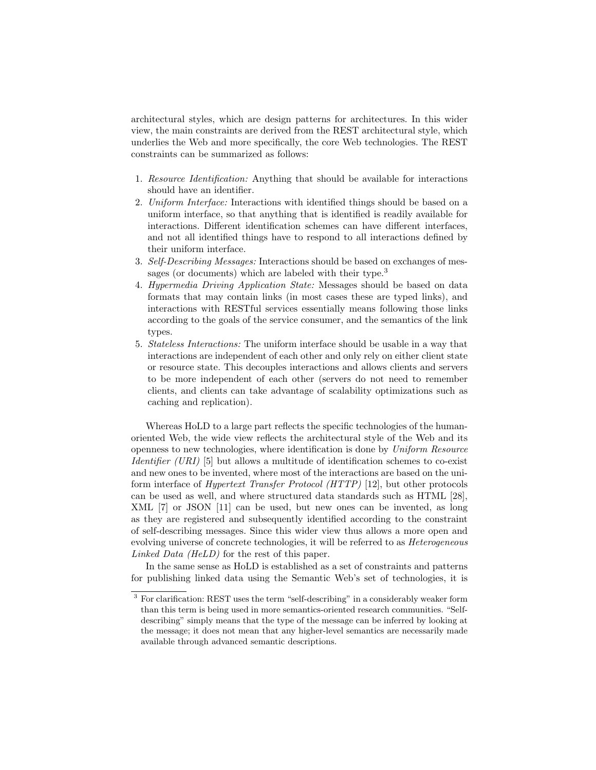architectural styles, which are design patterns for architectures. In this wider view, the main constraints are derived from the REST architectural style, which underlies the Web and more specifically, the core Web technologies. The REST constraints can be summarized as follows:

1. *Resource Identification:* Anything that should be available for interactions should have an identifier.
2. *Uniform Interface:* Interactions with identified things should be based on a uniform interface, so that anything that is identified is readily available for interactions. Different identification schemes can have different interfaces, and not all identified things have to respond to all interactions defined by their uniform interface.
3. *Self-Describing Messages:* Interactions should be based on exchanges of messages (or documents) which are labeled with their type.[3]
4. *Hypermedia Driving Application State:* Messages should be based on data formats that may contain links (in most cases these are typed links), and interactions with RESTful services essentially means following those links according to the goals of the service consumer, and the semantics of the link types.
5. *Stateless Interactions:* The uniform interface should be usable in a way that interactions are independent of each other and only rely on either client state or resource state. This decouples interactions and allows clients and servers to be more independent of each other (servers do not need to remember clients, and clients can take advantage of scalability optimizations such as caching and replication).

Whereas HoLD to a large part reflects the specific technologies of the human-oriented Web, the wide view reflects the architectural style of the Web and its openness to new technologies, where identification is done by *Uniform Resource Identifier (URI)* [5] but allows a multitude of identification schemes to co-exist and new ones to be invented, where most of the interactions are based on the uniform interface of *Hypertext Transfer Protocol (HTTP)* [12], but other protocols can be used as well, and where structured data standards such as HTML [28], XML [7] or JSON [11] can be used, but new ones can be invented, as long as they are registered and subsequently identified according to the constraint of self-describing messages. Since this wider view thus allows a more open and evolving universe of concrete technologies, it will be referred to as *Heterogeneous Linked Data (HeLD)* for the rest of this paper.

In the same sense as HoLD is established as a set of constraints and patterns for publishing linked data using the Semantic Web's set of technologies, it is

[3] For clarification: REST uses the term "self-describing" in a considerably weaker form than this term is being used in more semantics-oriented research communities. "Self-describing" simply means that the type of the message can be inferred by looking at the message; it does not mean that any higher-level semantics are necessarily made available through advanced semantic descriptions.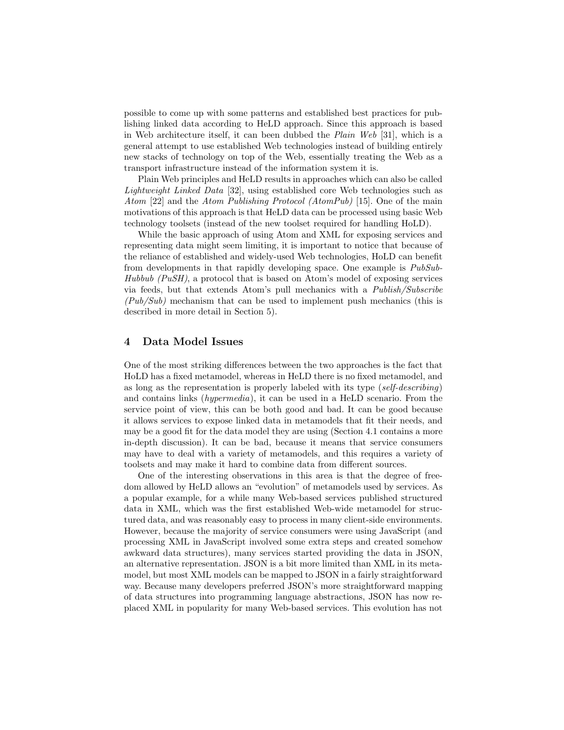possible to come up with some patterns and established best practices for publishing linked data according to HeLD approach. Since this approach is based in Web architecture itself, it can been dubbed the *Plain Web* [31], which is a general attempt to use established Web technologies instead of building entirely new stacks of technology on top of the Web, essentially treating the Web as a transport infrastructure instead of the information system it is.

Plain Web principles and HeLD results in approaches which can also be called *Lightweight Linked Data* [32], using established core Web technologies such as *Atom* [22] and the *Atom Publishing Protocol (AtomPub)* [15]. One of the main motivations of this approach is that HeLD data can be processed using basic Web technology toolsets (instead of the new toolset required for handling HoLD).

While the basic approach of using Atom and XML for exposing services and representing data might seem limiting, it is important to notice that because of the reliance of established and widely-used Web technologies, HoLD can benefit from developments in that rapidly developing space. One example is *PubSubHubbub (PuSH)*, a protocol that is based on Atom's model of exposing services via feeds, but that extends Atom's pull mechanics with a *Publish/Subscribe (Pub/Sub)* mechanism that can be used to implement push mechanics (this is described in more detail in Section 5).

## 4 Data Model Issues

One of the most striking differences between the two approaches is the fact that HoLD has a fixed metamodel, whereas in HeLD there is no fixed metamodel, and as long as the representation is properly labeled with its type (*self-describing*) and contains links (*hypermedia*), it can be used in a HeLD scenario. From the service point of view, this can be both good and bad. It can be good because it allows services to expose linked data in metamodels that fit their needs, and may be a good fit for the data model they are using (Section 4.1 contains a more in-depth discussion). It can be bad, because it means that service consumers may have to deal with a variety of metamodels, and this requires a variety of toolsets and may make it hard to combine data from different sources.

One of the interesting observations in this area is that the degree of freedom allowed by HeLD allows an "evolution" of metamodels used by services. As a popular example, for a while many Web-based services published structured data in XML, which was the first established Web-wide metamodel for structured data, and was reasonably easy to process in many client-side environments. However, because the majority of service consumers were using JavaScript (and processing XML in JavaScript involved some extra steps and created somehow awkward data structures), many services started providing the data in JSON, an alternative representation. JSON is a bit more limited than XML in its metamodel, but most XML models can be mapped to JSON in a fairly straightforward way. Because many developers preferred JSON's more straightforward mapping of data structures into programming language abstractions, JSON has now replaced XML in popularity for many Web-based services. This evolution has not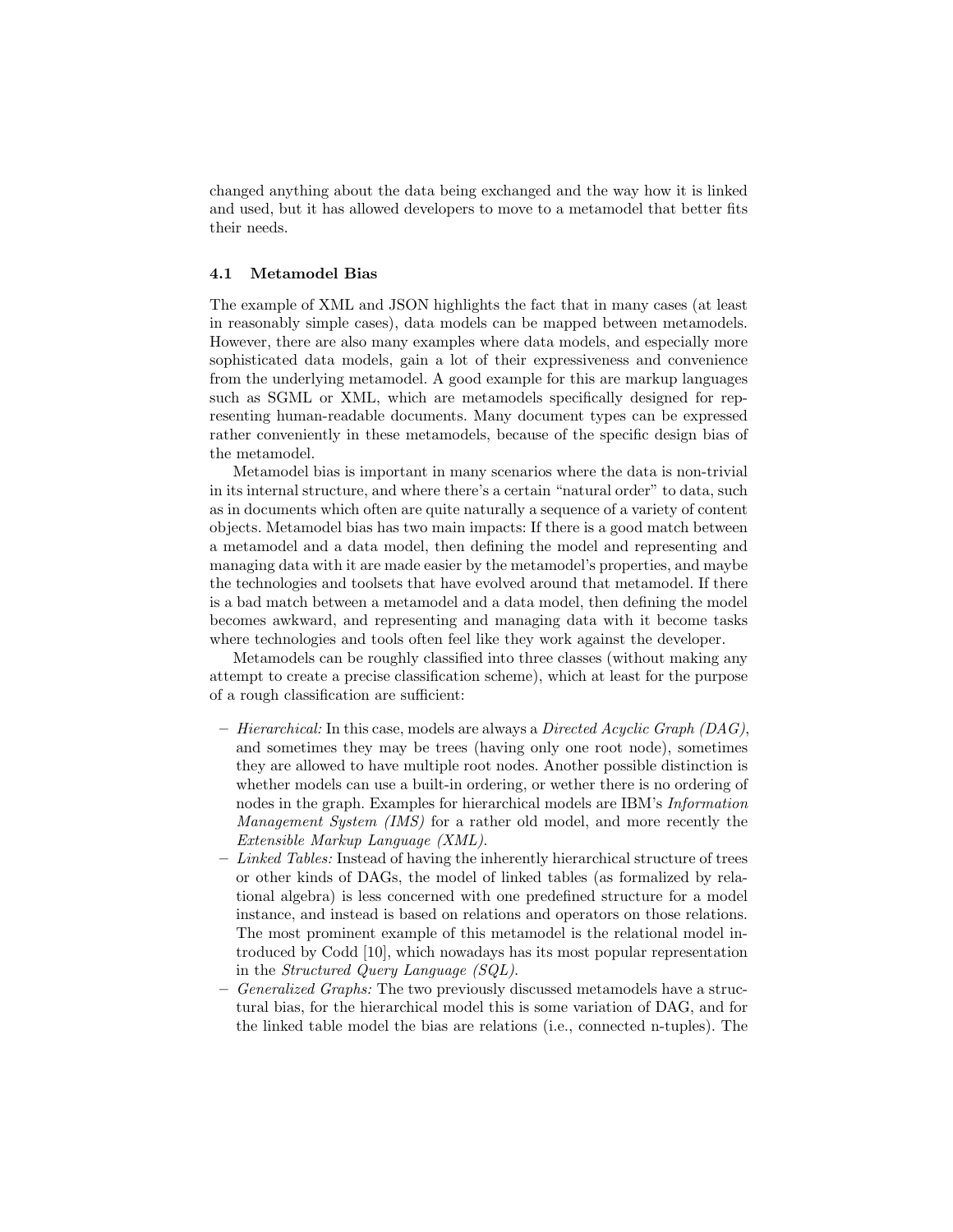changed anything about the data being exchanged and the way how it is linked and used, but it has allowed developers to move to a metamodel that better fits their needs.

### 4.1 Metamodel Bias

The example of XML and JSON highlights the fact that in many cases (at least in reasonably simple cases), data models can be mapped between metamodels. However, there are also many examples where data models, and especially more sophisticated data models, gain a lot of their expressiveness and convenience from the underlying metamodel. A good example for this are markup languages such as SGML or XML, which are metamodels specifically designed for representing human-readable documents. Many document types can be expressed rather conveniently in these metamodels, because of the specific design bias of the metamodel.

Metamodel bias is important in many scenarios where the data is non-trivial in its internal structure, and where there's a certain "natural order" to data, such as in documents which often are quite naturally a sequence of a variety of content objects. Metamodel bias has two main impacts: If there is a good match between a metamodel and a data model, then defining the model and representing and managing data with it are made easier by the metamodel's properties, and maybe the technologies and toolsets that have evolved around that metamodel. If there is a bad match between a metamodel and a data model, then defining the model becomes awkward, and representing and managing data with it become tasks where technologies and tools often feel like they work against the developer.

Metamodels can be roughly classified into three classes (without making any attempt to create a precise classification scheme), which at least for the purpose of a rough classification are sufficient:

- *Hierarchical:* In this case, models are always a *Directed Acyclic Graph (DAG)*, and sometimes they may be trees (having only one root node), sometimes they are allowed to have multiple root nodes. Another possible distinction is whether models can use a built-in ordering, or wether there is no ordering of nodes in the graph. Examples for hierarchical models are IBM's *Information Management System (IMS)* for a rather old model, and more recently the *Extensible Markup Language (XML)*.
- *Linked Tables:* Instead of having the inherently hierarchical structure of trees or other kinds of DAGs, the model of linked tables (as formalized by relational algebra) is less concerned with one predefined structure for a model instance, and instead is based on relations and operators on those relations. The most prominent example of this metamodel is the relational model introduced by Codd [10], which nowadays has its most popular representation in the *Structured Query Language (SQL)*.
- *Generalized Graphs:* The two previously discussed metamodels have a structural bias, for the hierarchical model this is some variation of DAG, and for the linked table model the bias are relations (i.e., connected n-tuples). The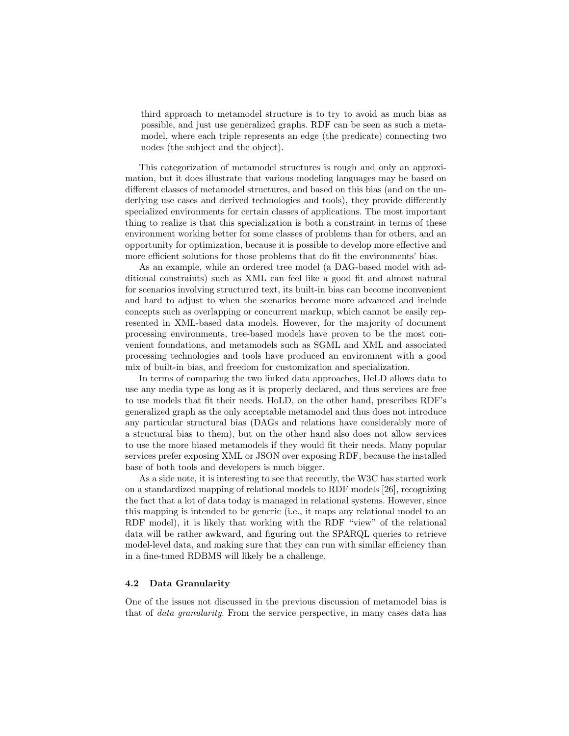third approach to metamodel structure is to try to avoid as much bias as possible, and just use generalized graphs. RDF can be seen as such a metamodel, where each triple represents an edge (the predicate) connecting two nodes (the subject and the object).

This categorization of metamodel structures is rough and only an approximation, but it does illustrate that various modeling languages may be based on different classes of metamodel structures, and based on this bias (and on the underlying use cases and derived technologies and tools), they provide differently specialized environments for certain classes of applications. The most important thing to realize is that this specialization is both a constraint in terms of these environment working better for some classes of problems than for others, and an opportunity for optimization, because it is possible to develop more effective and more efficient solutions for those problems that do fit the environments' bias.

As an example, while an ordered tree model (a DAG-based model with additional constraints) such as XML can feel like a good fit and almost natural for scenarios involving structured text, its built-in bias can become inconvenient and hard to adjust to when the scenarios become more advanced and include concepts such as overlapping or concurrent markup, which cannot be easily represented in XML-based data models. However, for the majority of document processing environments, tree-based models have proven to be the most convenient foundations, and metamodels such as SGML and XML and associated processing technologies and tools have produced an environment with a good mix of built-in bias, and freedom for customization and specialization.

In terms of comparing the two linked data approaches, HeLD allows data to use any media type as long as it is properly declared, and thus services are free to use models that fit their needs. HoLD, on the other hand, prescribes RDF's generalized graph as the only acceptable metamodel and thus does not introduce any particular structural bias (DAGs and relations have considerably more of a structural bias to them), but on the other hand also does not allow services to use the more biased metamodels if they would fit their needs. Many popular services prefer exposing XML or JSON over exposing RDF, because the installed base of both tools and developers is much bigger.

As a side note, it is interesting to see that recently, the W3C has started work on a standardized mapping of relational models to RDF models [26], recognizing the fact that a lot of data today is managed in relational systems. However, since this mapping is intended to be generic (i.e., it maps any relational model to an RDF model), it is likely that working with the RDF "view" of the relational data will be rather awkward, and figuring out the SPARQL queries to retrieve model-level data, and making sure that they can run with similar efficiency than in a fine-tuned RDBMS will likely be a challenge.

### 4.2 Data Granularity

One of the issues not discussed in the previous discussion of metamodel bias is that of *data granularity*. From the service perspective, in many cases data has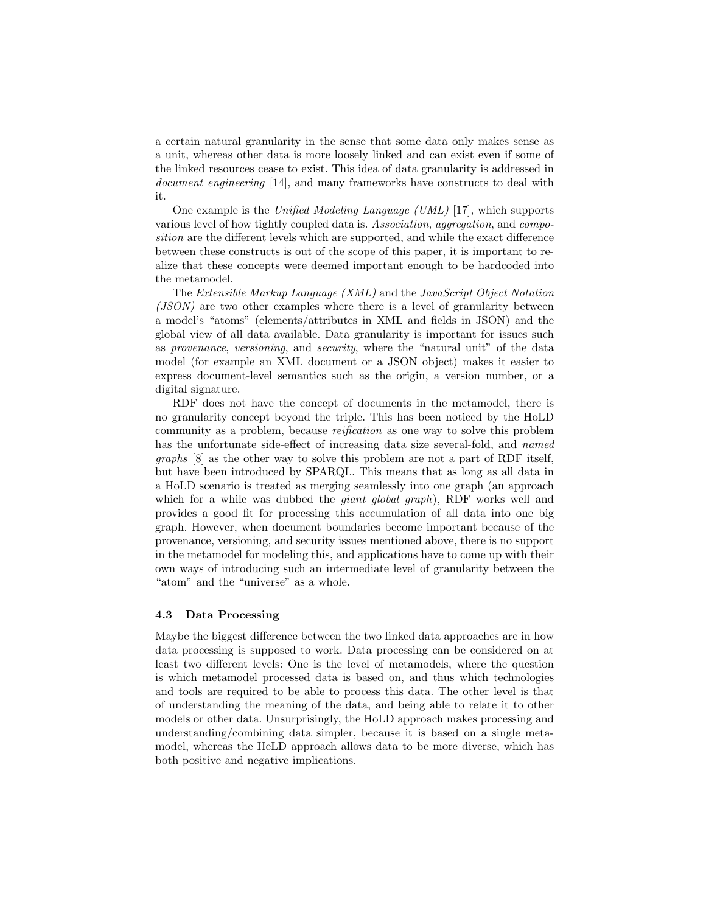a certain natural granularity in the sense that some data only makes sense as a unit, whereas other data is more loosely linked and can exist even if some of the linked resources cease to exist. This idea of data granularity is addressed in *document engineering* [14], and many frameworks have constructs to deal with it.

One example is the *Unified Modeling Language (UML)* [17], which supports various level of how tightly coupled data is. *Association*, *aggregation*, and *composition* are the different levels which are supported, and while the exact difference between these constructs is out of the scope of this paper, it is important to realize that these concepts were deemed important enough to be hardcoded into the metamodel.

The *Extensible Markup Language (XML)* and the *JavaScript Object Notation (JSON)* are two other examples where there is a level of granularity between a model's "atoms" (elements/attributes in XML and fields in JSON) and the global view of all data available. Data granularity is important for issues such as *provenance*, *versioning*, and *security*, where the "natural unit" of the data model (for example an XML document or a JSON object) makes it easier to express document-level semantics such as the origin, a version number, or a digital signature.

RDF does not have the concept of documents in the metamodel, there is no granularity concept beyond the triple. This has been noticed by the HoLD community as a problem, because *reification* as one way to solve this problem has the unfortunate side-effect of increasing data size several-fold, and *named graphs* [8] as the other way to solve this problem are not a part of RDF itself, but have been introduced by SPARQL. This means that as long as all data in a HoLD scenario is treated as merging seamlessly into one graph (an approach which for a while was dubbed the *giant global graph*), RDF works well and provides a good fit for processing this accumulation of all data into one big graph. However, when document boundaries become important because of the provenance, versioning, and security issues mentioned above, there is no support in the metamodel for modeling this, and applications have to come up with their own ways of introducing such an intermediate level of granularity between the "atom" and the "universe" as a whole.

### 4.3 Data Processing

Maybe the biggest difference between the two linked data approaches are in how data processing is supposed to work. Data processing can be considered on at least two different levels: One is the level of metamodels, where the question is which metamodel processed data is based on, and thus which technologies and tools are required to be able to process this data. The other level is that of understanding the meaning of the data, and being able to relate it to other models or other data. Unsurprisingly, the HoLD approach makes processing and understanding/combining data simpler, because it is based on a single metamodel, whereas the HeLD approach allows data to be more diverse, which has both positive and negative implications.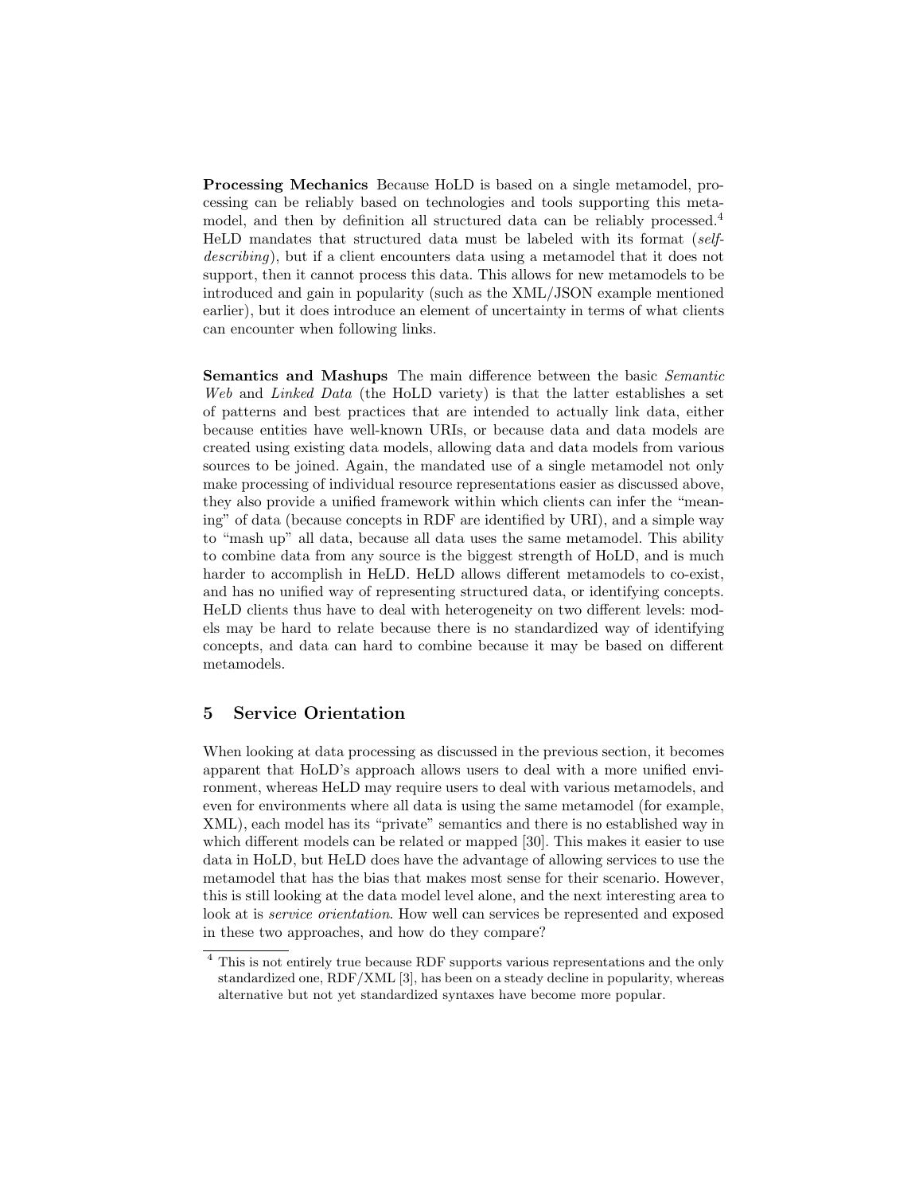**Processing Mechanics** Because HoLD is based on a single metamodel, processing can be reliably based on technologies and tools supporting this metamodel, and then by definition all structured data can be reliably processed.[4] HeLD mandates that structured data must be labeled with its format (*self-describing*), but if a client encounters data using a metamodel that it does not support, then it cannot process this data. This allows for new metamodels to be introduced and gain in popularity (such as the XML/JSON example mentioned earlier), but it does introduce an element of uncertainty in terms of what clients can encounter when following links.

**Semantics and Mashups** The main difference between the basic *Semantic Web* and *Linked Data* (the HoLD variety) is that the latter establishes a set of patterns and best practices that are intended to actually link data, either because entities have well-known URIs, or because data and data models are created using existing data models, allowing data and data models from various sources to be joined. Again, the mandated use of a single metamodel not only make processing of individual resource representations easier as discussed above, they also provide a unified framework within which clients can infer the "meaning" of data (because concepts in RDF are identified by URI), and a simple way to "mash up" all data, because all data uses the same metamodel. This ability to combine data from any source is the biggest strength of HoLD, and is much harder to accomplish in HeLD. HeLD allows different metamodels to co-exist, and has no unified way of representing structured data, or identifying concepts. HeLD clients thus have to deal with heterogeneity on two different levels: models may be hard to relate because there is no standardized way of identifying concepts, and data can hard to combine because it may be based on different metamodels.

## 5 Service Orientation

When looking at data processing as discussed in the previous section, it becomes apparent that HoLD's approach allows users to deal with a more unified environment, whereas HeLD may require users to deal with various metamodels, and even for environments where all data is using the same metamodel (for example, XML), each model has its "private" semantics and there is no established way in which different models can be related or mapped [30]. This makes it easier to use data in HoLD, but HeLD does have the advantage of allowing services to use the metamodel that has the bias that makes most sense for their scenario. However, this is still looking at the data model level alone, and the next interesting area to look at is *service orientation*. How well can services be represented and exposed in these two approaches, and how do they compare?

[4] This is not entirely true because RDF supports various representations and the only standardized one, RDF/XML [3], has been on a steady decline in popularity, whereas alternative but not yet standardized syntaxes have become more popular.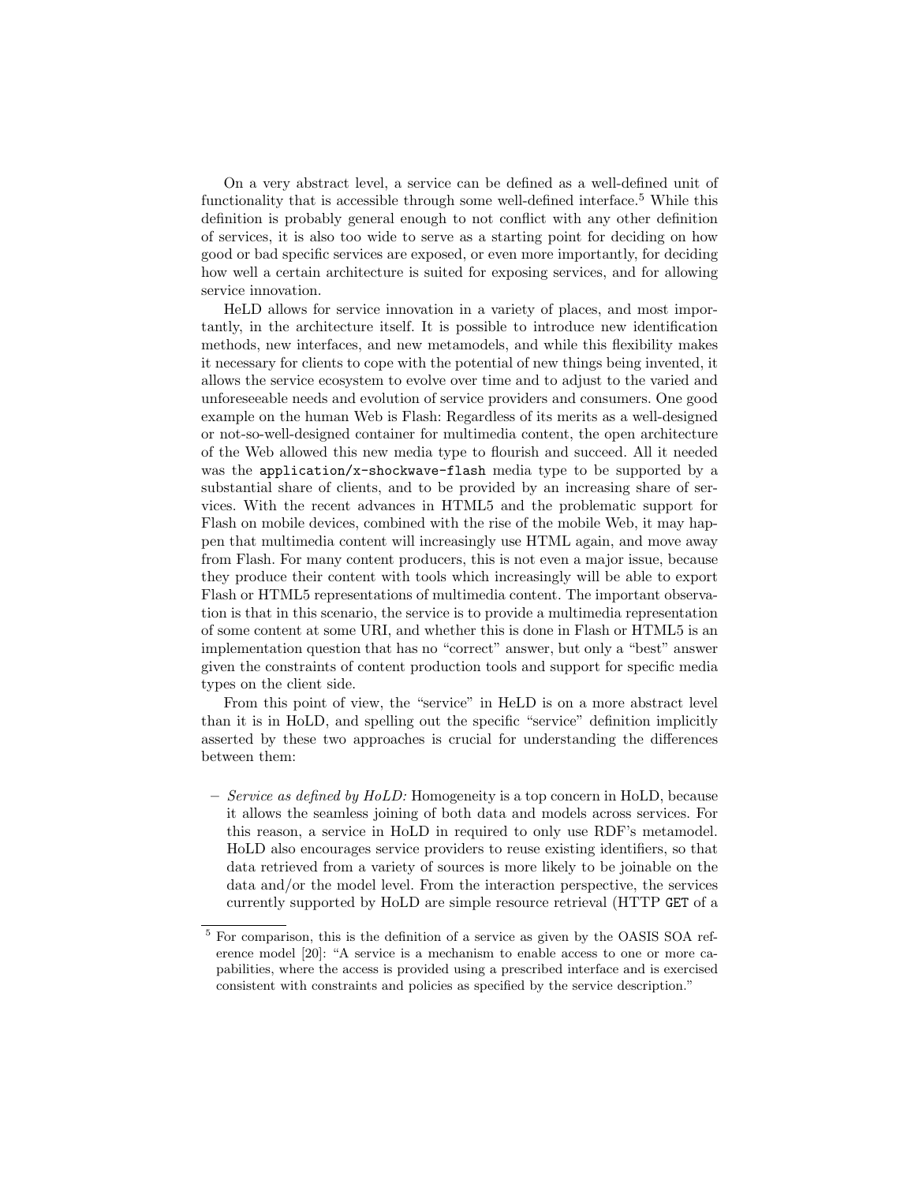On a very abstract level, a service can be defined as a well-defined unit of functionality that is accessible through some well-defined interface.[5] While this definition is probably general enough to not conflict with any other definition of services, it is also too wide to serve as a starting point for deciding on how good or bad specific services are exposed, or even more importantly, for deciding how well a certain architecture is suited for exposing services, and for allowing service innovation.

HeLD allows for service innovation in a variety of places, and most importantly, in the architecture itself. It is possible to introduce new identification methods, new interfaces, and new metamodels, and while this flexibility makes it necessary for clients to cope with the potential of new things being invented, it allows the service ecosystem to evolve over time and to adjust to the varied and unforeseeable needs and evolution of service providers and consumers. One good example on the human Web is Flash: Regardless of its merits as a well-designed or not-so-well-designed container for multimedia content, the open architecture of the Web allowed this new media type to flourish and succeed. All it needed was the `application/x-shockwave-flash` media type to be supported by a substantial share of clients, and to be provided by an increasing share of services. With the recent advances in HTML5 and the problematic support for Flash on mobile devices, combined with the rise of the mobile Web, it may happen that multimedia content will increasingly use HTML again, and move away from Flash. For many content producers, this is not even a major issue, because they produce their content with tools which increasingly will be able to export Flash or HTML5 representations of multimedia content. The important observation is that in this scenario, the service is to provide a multimedia representation of some content at some URI, and whether this is done in Flash or HTML5 is an implementation question that has no "correct" answer, but only a "best" answer given the constraints of content production tools and support for specific media types on the client side.

From this point of view, the "service" in HeLD is on a more abstract level than it is in HoLD, and spelling out the specific "service" definition implicitly asserted by these two approaches is crucial for understanding the differences between them:

- *Service as defined by HoLD:* Homogeneity is a top concern in HoLD, because it allows the seamless joining of both data and models across services. For this reason, a service in HoLD in required to only use RDF's metamodel. HoLD also encourages service providers to reuse existing identifiers, so that data retrieved from a variety of sources is more likely to be joinable on the data and/or the model level. From the interaction perspective, the services currently supported by HoLD are simple resource retrieval (HTTP `GET` of a

[5] For comparison, this is the definition of a service as given by the OASIS SOA reference model [20]: "A service is a mechanism to enable access to one or more capabilities, where the access is provided using a prescribed interface and is exercised consistent with constraints and policies as specified by the service description."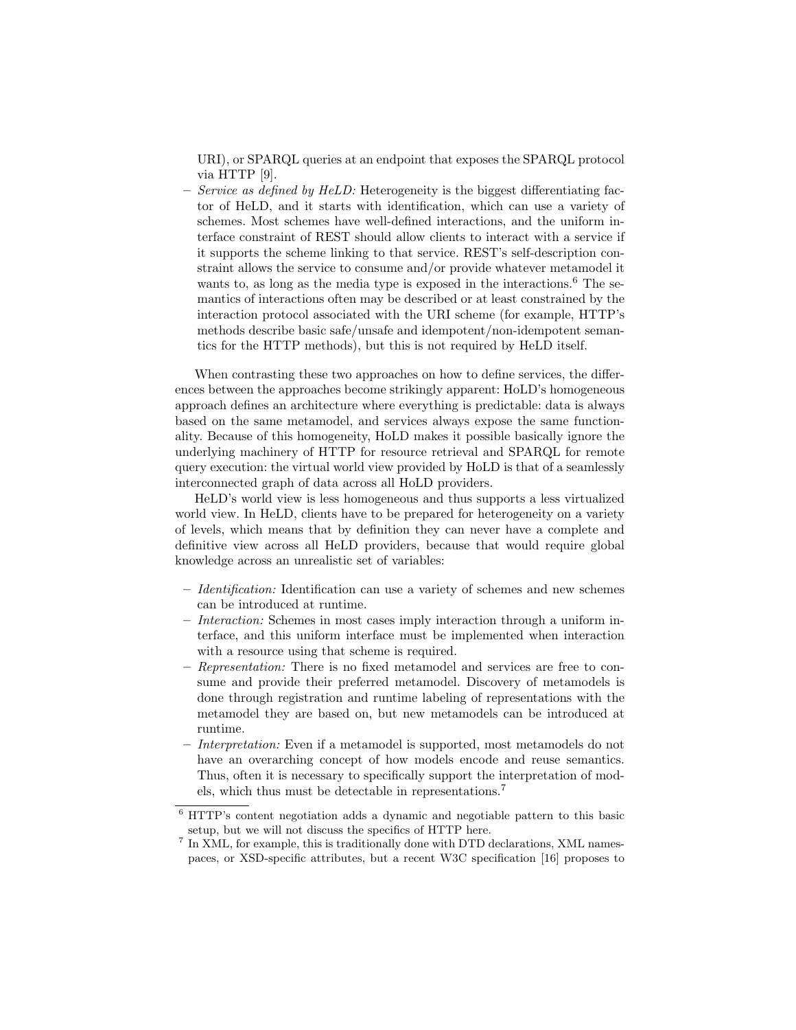URI), or SPARQL queries at an endpoint that exposes the SPARQL protocol via HTTP [9].

- *Service as defined by HeLD:* Heterogeneity is the biggest differentiating factor of HeLD, and it starts with identification, which can use a variety of schemes. Most schemes have well-defined interactions, and the uniform interface constraint of REST should allow clients to interact with a service if it supports the scheme linking to that service. REST's self-description constraint allows the service to consume and/or provide whatever metamodel it wants to, as long as the media type is exposed in the interactions.[6] The semantics of interactions often may be described or at least constrained by the interaction protocol associated with the URI scheme (for example, HTTP's methods describe basic safe/unsafe and idempotent/non-idempotent semantics for the HTTP methods), but this is not required by HeLD itself.

When contrasting these two approaches on how to define services, the differences between the approaches become strikingly apparent: HoLD's homogeneous approach defines an architecture where everything is predictable: data is always based on the same metamodel, and services always expose the same functionality. Because of this homogeneity, HoLD makes it possible basically ignore the underlying machinery of HTTP for resource retrieval and SPARQL for remote query execution: the virtual world view provided by HoLD is that of a seamlessly interconnected graph of data across all HoLD providers.

HeLD's world view is less homogeneous and thus supports a less virtualized world view. In HeLD, clients have to be prepared for heterogeneity on a variety of levels, which means that by definition they can never have a complete and definitive view across all HeLD providers, because that would require global knowledge across an unrealistic set of variables:

- *Identification:* Identification can use a variety of schemes and new schemes can be introduced at runtime.
- *Interaction:* Schemes in most cases imply interaction through a uniform interface, and this uniform interface must be implemented when interaction with a resource using that scheme is required.
- *Representation:* There is no fixed metamodel and services are free to consume and provide their preferred metamodel. Discovery of metamodels is done through registration and runtime labeling of representations with the metamodel they are based on, but new metamodels can be introduced at runtime.
- *Interpretation:* Even if a metamodel is supported, most metamodels do not have an overarching concept of how models encode and reuse semantics. Thus, often it is necessary to specifically support the interpretation of models, which thus must be detectable in representations.[7]

---

[6] HTTP's content negotiation adds a dynamic and negotiable pattern to this basic setup, but we will not discuss the specifics of HTTP here.

[7] In XML, for example, this is traditionally done with DTD declarations, XML namespaces, or XSD-specific attributes, but a recent W3C specification [16] proposes to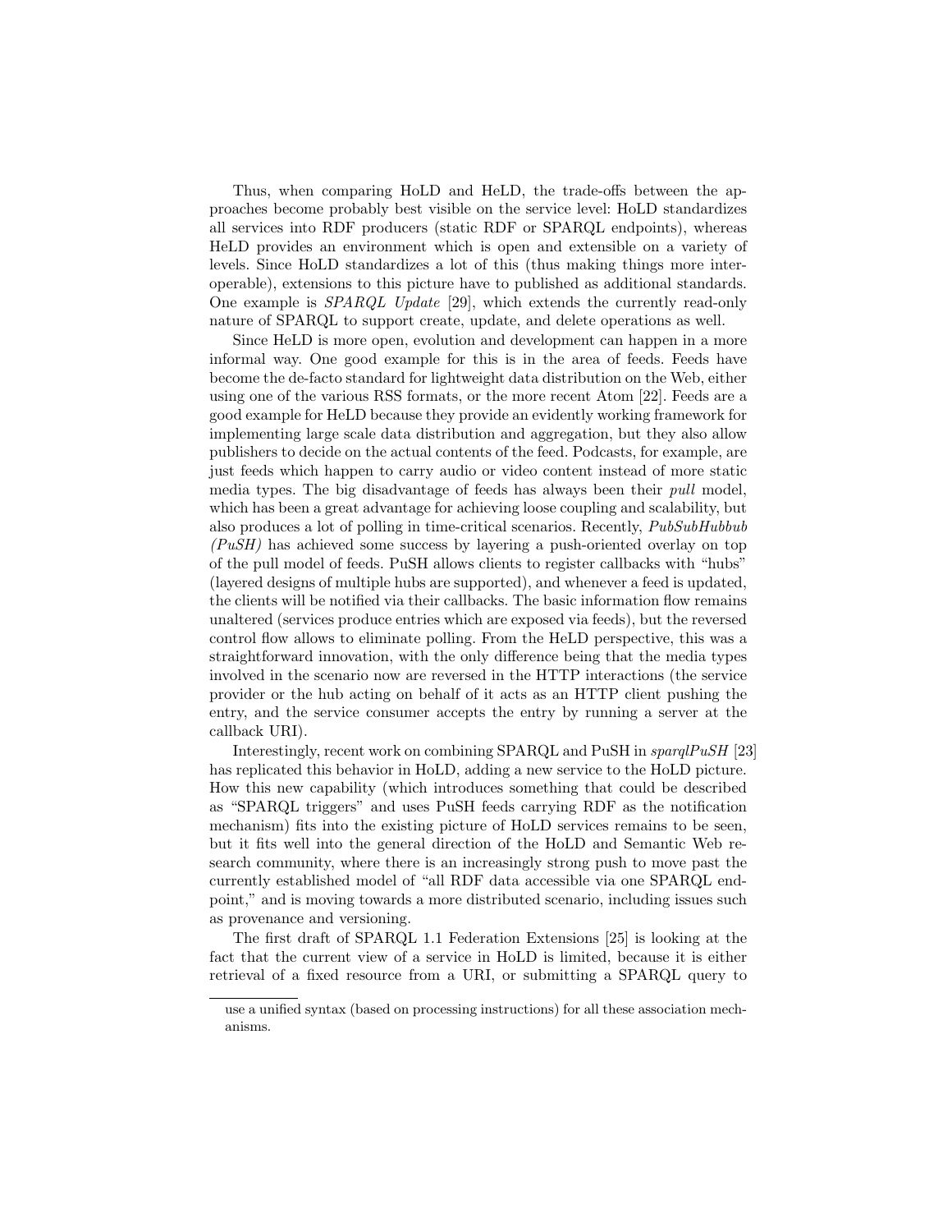Thus, when comparing HoLD and HeLD, the trade-offs between the approaches become probably best visible on the service level: HoLD standardizes all services into RDF producers (static RDF or SPARQL endpoints), whereas HeLD provides an environment which is open and extensible on a variety of levels. Since HoLD standardizes a lot of this (thus making things more interoperable), extensions to this picture have to published as additional standards. One example is *SPARQL Update* [29], which extends the currently read-only nature of SPARQL to support create, update, and delete operations as well.

Since HeLD is more open, evolution and development can happen in a more informal way. One good example for this is in the area of feeds. Feeds have become the de-facto standard for lightweight data distribution on the Web, either using one of the various RSS formats, or the more recent Atom [22]. Feeds are a good example for HeLD because they provide an evidently working framework for implementing large scale data distribution and aggregation, but they also allow publishers to decide on the actual contents of the feed. Podcasts, for example, are just feeds which happen to carry audio or video content instead of more static media types. The big disadvantage of feeds has always been their *pull* model, which has been a great advantage for achieving loose coupling and scalability, but also produces a lot of polling in time-critical scenarios. Recently, *PubSubHubbub (PuSH)* has achieved some success by layering a push-oriented overlay on top of the pull model of feeds. PuSH allows clients to register callbacks with "hubs" (layered designs of multiple hubs are supported), and whenever a feed is updated, the clients will be notified via their callbacks. The basic information flow remains unaltered (services produce entries which are exposed via feeds), but the reversed control flow allows to eliminate polling. From the HeLD perspective, this was a straightforward innovation, with the only difference being that the media types involved in the scenario now are reversed in the HTTP interactions (the service provider or the hub acting on behalf of it acts as an HTTP client pushing the entry, and the service consumer accepts the entry by running a server at the callback URI).

Interestingly, recent work on combining SPARQL and PuSH in *sparqlPuSH* [23] has replicated this behavior in HoLD, adding a new service to the HoLD picture. How this new capability (which introduces something that could be described as "SPARQL triggers" and uses PuSH feeds carrying RDF as the notification mechanism) fits into the existing picture of HoLD services remains to be seen, but it fits well into the general direction of the HoLD and Semantic Web research community, where there is an increasingly strong push to move past the currently established model of "all RDF data accessible via one SPARQL endpoint," and is moving towards a more distributed scenario, including issues such as provenance and versioning.

The first draft of SPARQL 1.1 Federation Extensions [25] is looking at the fact that the current view of a service in HoLD is limited, because it is either retrieval of a fixed resource from a URI, or submitting a SPARQL query to

---

use a unified syntax (based on processing instructions) for all these association mechanisms.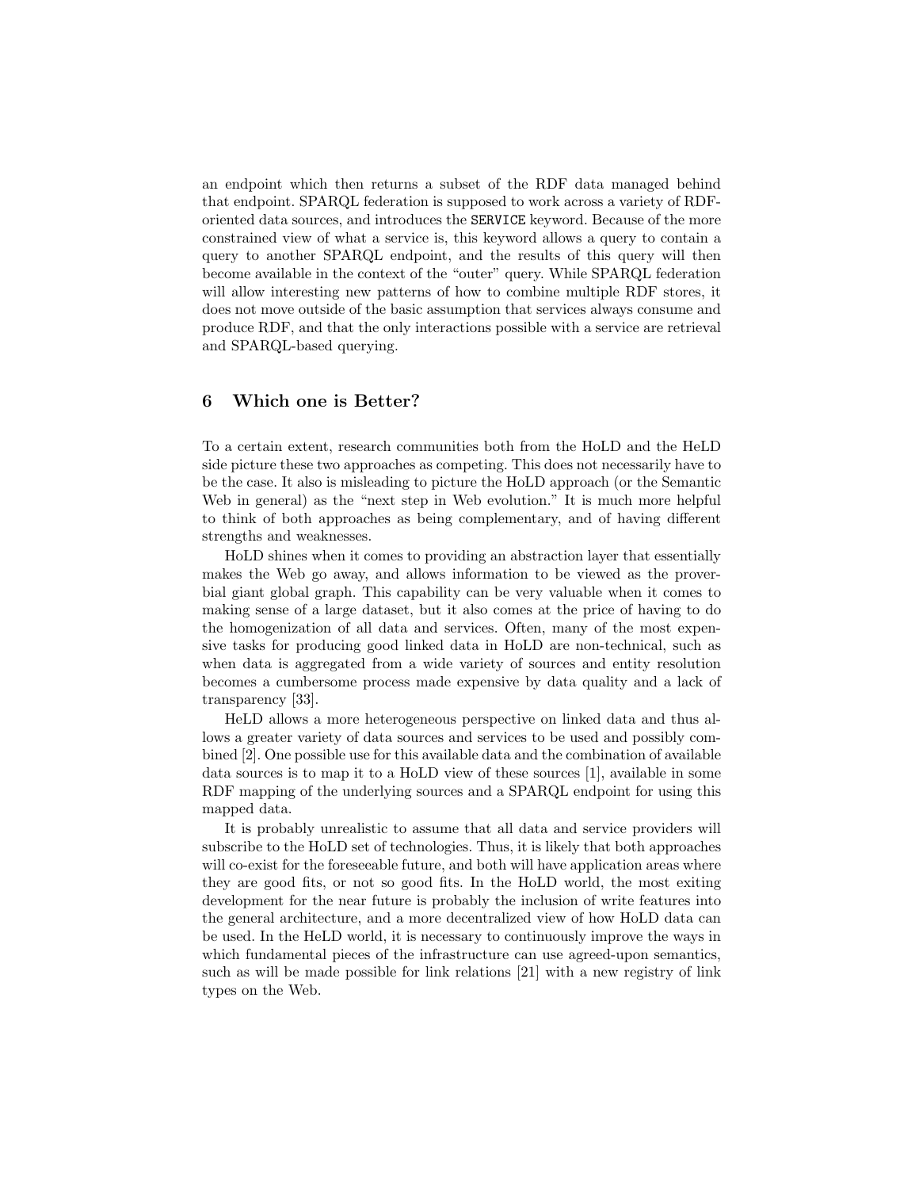an endpoint which then returns a subset of the RDF data managed behind that endpoint. SPARQL federation is supposed to work across a variety of RDF-oriented data sources, and introduces the `SERVICE` keyword. Because of the more constrained view of what a service is, this keyword allows a query to contain a query to another SPARQL endpoint, and the results of this query will then become available in the context of the "outer" query. While SPARQL federation will allow interesting new patterns of how to combine multiple RDF stores, it does not move outside of the basic assumption that services always consume and produce RDF, and that the only interactions possible with a service are retrieval and SPARQL-based querying.

## 6 Which one is Better?

To a certain extent, research communities both from the HoLD and the HeLD side picture these two approaches as competing. This does not necessarily have to be the case. It also is misleading to picture the HoLD approach (or the Semantic Web in general) as the "next step in Web evolution." It is much more helpful to think of both approaches as being complementary, and of having different strengths and weaknesses.

HoLD shines when it comes to providing an abstraction layer that essentially makes the Web go away, and allows information to be viewed as the proverbial giant global graph. This capability can be very valuable when it comes to making sense of a large dataset, but it also comes at the price of having to do the homogenization of all data and services. Often, many of the most expensive tasks for producing good linked data in HoLD are non-technical, such as when data is aggregated from a wide variety of sources and entity resolution becomes a cumbersome process made expensive by data quality and a lack of transparency [33].

HeLD allows a more heterogeneous perspective on linked data and thus allows a greater variety of data sources and services to be used and possibly combined [2]. One possible use for this available data and the combination of available data sources is to map it to a HoLD view of these sources [1], available in some RDF mapping of the underlying sources and a SPARQL endpoint for using this mapped data.

It is probably unrealistic to assume that all data and service providers will subscribe to the HoLD set of technologies. Thus, it is likely that both approaches will co-exist for the foreseeable future, and both will have application areas where they are good fits, or not so good fits. In the HoLD world, the most exiting development for the near future is probably the inclusion of write features into the general architecture, and a more decentralized view of how HoLD data can be used. In the HeLD world, it is necessary to continuously improve the ways in which fundamental pieces of the infrastructure can use agreed-upon semantics, such as will be made possible for link relations [21] with a new registry of link types on the Web.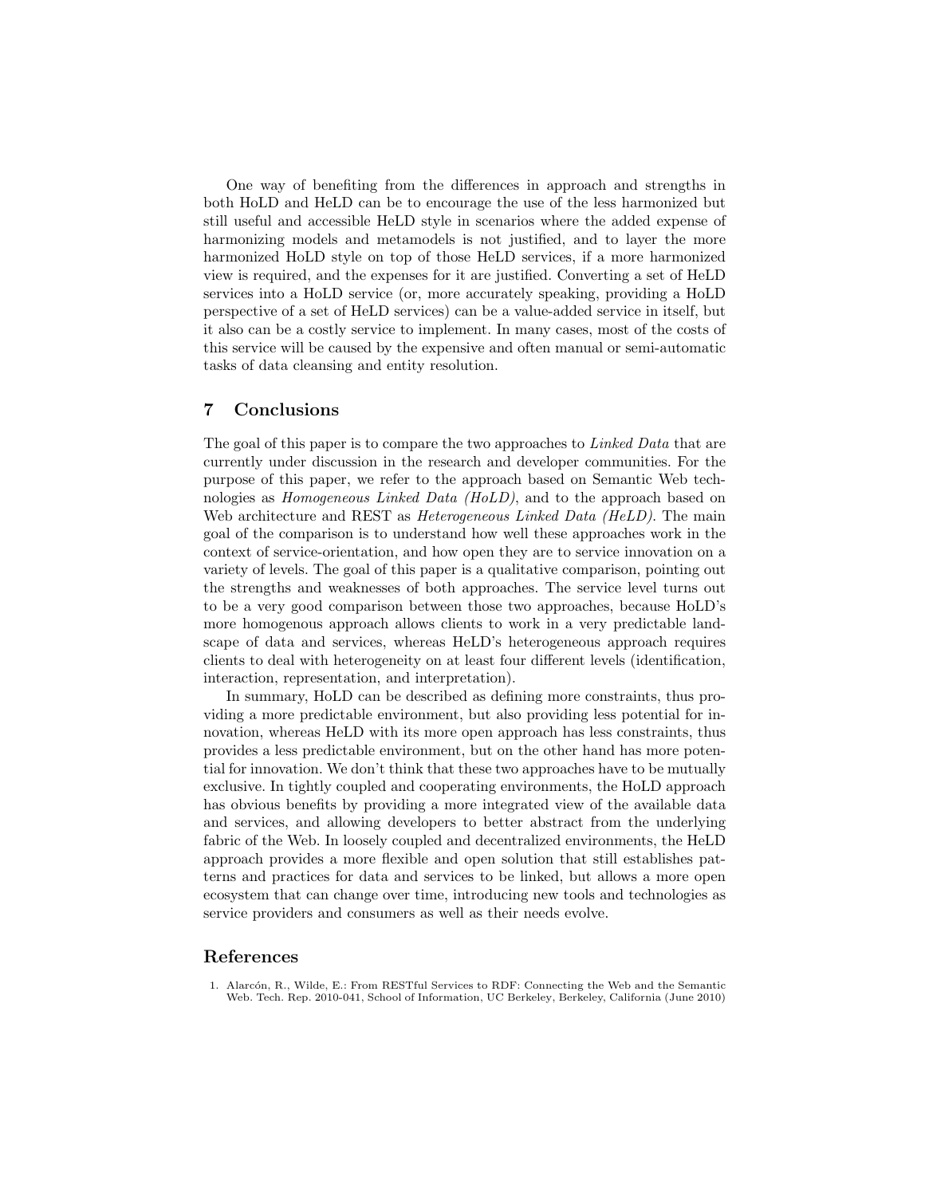One way of benefiting from the differences in approach and strengths in both HoLD and HeLD can be to encourage the use of the less harmonized but still useful and accessible HeLD style in scenarios where the added expense of harmonizing models and metamodels is not justified, and to layer the more harmonized HoLD style on top of those HeLD services, if a more harmonized view is required, and the expenses for it are justified. Converting a set of HeLD services into a HoLD service (or, more accurately speaking, providing a HoLD perspective of a set of HeLD services) can be a value-added service in itself, but it also can be a costly service to implement. In many cases, most of the costs of this service will be caused by the expensive and often manual or semi-automatic tasks of data cleansing and entity resolution.

## 7 Conclusions

The goal of this paper is to compare the two approaches to *Linked Data* that are currently under discussion in the research and developer communities. For the purpose of this paper, we refer to the approach based on Semantic Web technologies as *Homogeneous Linked Data (HoLD)*, and to the approach based on Web architecture and REST as *Heterogeneous Linked Data (HeLD)*. The main goal of the comparison is to understand how well these approaches work in the context of service-orientation, and how open they are to service innovation on a variety of levels. The goal of this paper is a qualitative comparison, pointing out the strengths and weaknesses of both approaches. The service level turns out to be a very good comparison between those two approaches, because HoLD's more homogenous approach allows clients to work in a very predictable landscape of data and services, whereas HeLD's heterogeneous approach requires clients to deal with heterogeneity on at least four different levels (identification, interaction, representation, and interpretation).

In summary, HoLD can be described as defining more constraints, thus providing a more predictable environment, but also providing less potential for innovation, whereas HeLD with its more open approach has less constraints, thus provides a less predictable environment, but on the other hand has more potential for innovation. We don't think that these two approaches have to be mutually exclusive. In tightly coupled and cooperating environments, the HoLD approach has obvious benefits by providing a more integrated view of the available data and services, and allowing developers to better abstract from the underlying fabric of the Web. In loosely coupled and decentralized environments, the HeLD approach provides a more flexible and open solution that still establishes patterns and practices for data and services to be linked, but allows a more open ecosystem that can change over time, introducing new tools and technologies as service providers and consumers as well as their needs evolve.

## References

1. Alarcón, R., Wilde, E.: From RESTful Services to RDF: Connecting the Web and the Semantic Web. Tech. Rep. 2010-041, School of Information, UC Berkeley, Berkeley, California (June 2010)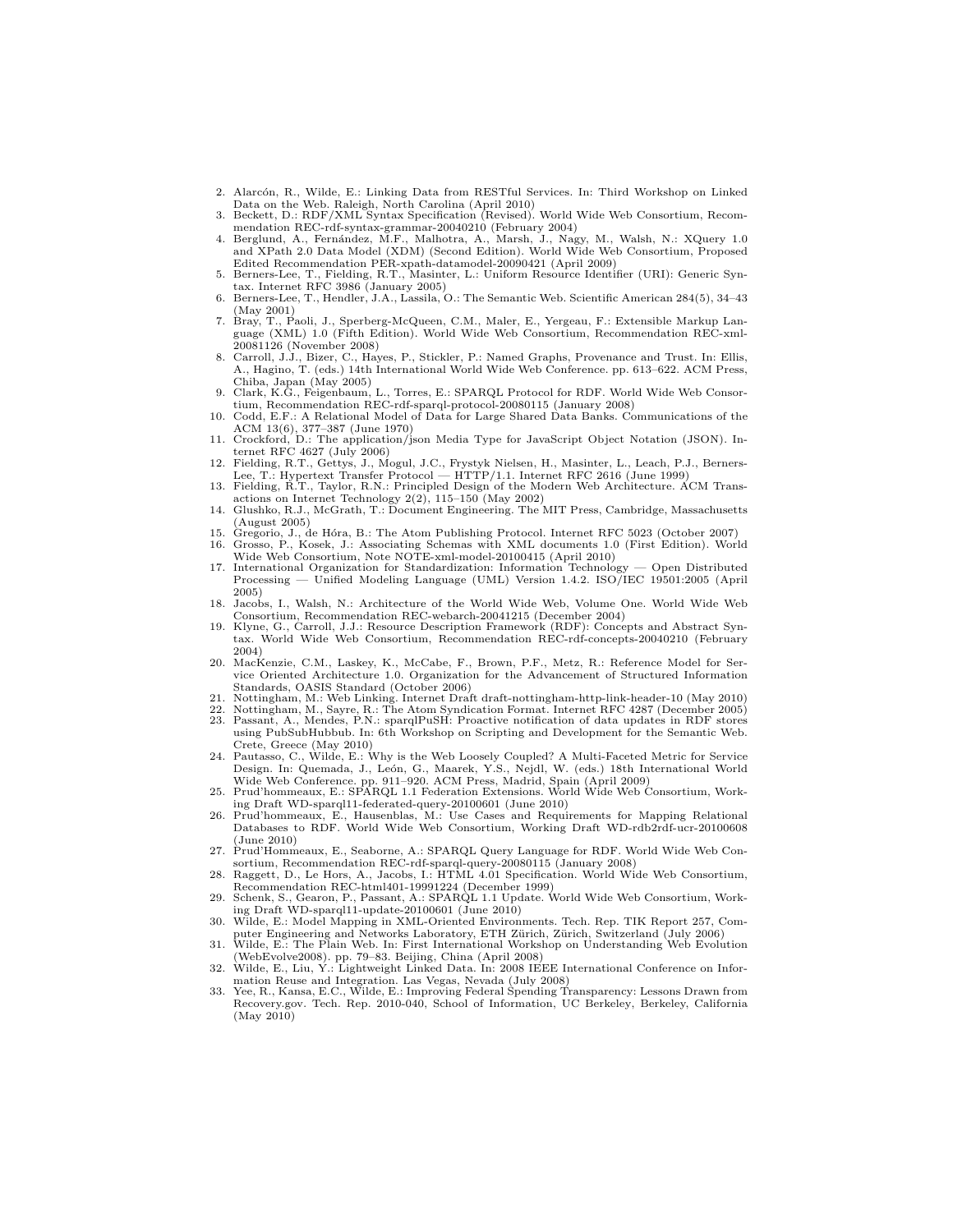2. Alarcón, R., Wilde, E.: Linking Data from RESTful Services. In: Third Workshop on Linked Data on the Web. Raleigh, North Carolina (April 2010)
3. Beckett, D.: RDF/XML Syntax Specification (Revised). World Wide Web Consortium, Recommendation REC-rdf-syntax-grammar-20040210 (February 2004)
4. Berglund, A., Fernández, M.F., Malhotra, A., Marsh, J., Nagy, M., Walsh, N.: XQuery 1.0 and XPath 2.0 Data Model (XDM) (Second Edition). World Wide Web Consortium, Proposed Edited Recommendation PER-xpath-datamodel-20090421 (April 2009)
5. Berners-Lee, T., Fielding, R.T., Masinter, L.: Uniform Resource Identifier (URI): Generic Syntax. Internet RFC 3986 (January 2005)
6. Berners-Lee, T., Hendler, J.A., Lassila, O.: The Semantic Web. Scientific American 284(5), 34–43 (May 2001)
7. Bray, T., Paoli, J., Sperberg-McQueen, C.M., Maler, E., Yergeau, F.: Extensible Markup Language (XML) 1.0 (Fifth Edition). World Wide Web Consortium, Recommendation REC-xml-20081126 (November 2008)
8. Carroll, J.J., Bizer, C., Hayes, P., Stickler, P.: Named Graphs, Provenance and Trust. In: Ellis, A., Hagino, T. (eds.) 14th International World Wide Web Conference. pp. 613–622. ACM Press, Chiba, Japan (May 2005)
9. Clark, K.G., Feigenbaum, L., Torres, E.: SPARQL Protocol for RDF. World Wide Web Consortium, Recommendation REC-rdf-sparql-protocol-20080115 (January 2008)
10. Codd, E.F.: A Relational Model of Data for Large Shared Data Banks. Communications of the ACM 13(6), 377–387 (June 1970)
11. Crockford, D.: The application/json Media Type for JavaScript Object Notation (JSON). Internet RFC 4627 (July 2006)
12. Fielding, R.T., Gettys, J., Mogul, J.C., Frystyk Nielsen, H., Masinter, L., Leach, P.J., Berners-Lee, T.: Hypertext Transfer Protocol — HTTP/1.1. Internet RFC 2616 (June 1999)
13. Fielding, R.T., Taylor, R.N.: Principled Design of the Modern Web Architecture. ACM Transactions on Internet Technology 2(2), 115–150 (May 2002)
14. Glushko, R.J., McGrath, T.: Document Engineering. The MIT Press, Cambridge, Massachusetts (August 2005)
15. Gregorio, J., de Hóra, B.: The Atom Publishing Protocol. Internet RFC 5023 (October 2007)
16. Grosso, P., Kosek, J.: Associating Schemas with XML documents 1.0 (First Edition). World Wide Web Consortium, Note NOTE-xml-model-20100415 (April 2010)
17. International Organization for Standardization: Information Technology — Open Distributed Processing — Unified Modeling Language (UML) Version 1.4.2. ISO/IEC 19501:2005 (April 2005)
18. Jacobs, I., Walsh, N.: Architecture of the World Wide Web, Volume One. World Wide Web Consortium, Recommendation REC-webarch-20041215 (December 2004)
19. Klyne, G., Carroll, J.J.: Resource Description Framework (RDF): Concepts and Abstract Syntax. World Wide Web Consortium, Recommendation REC-rdf-concepts-20040210 (February 2004)
20. MacKenzie, C.M., Laskey, K., McCabe, F., Brown, P.F., Metz, R.: Reference Model for Service Oriented Architecture 1.0. Organization for the Advancement of Structured Information Standards, OASIS Standard (October 2006)
21. Nottingham, M.: Web Linking. Internet Draft draft-nottingham-http-link-header-10 (May 2010)
22. Nottingham, M., Sayre, R.: The Atom Syndication Format. Internet RFC 4287 (December 2005)
23. Passant, A., Mendes, P.N.: sparqlPuSH: Proactive notification of data updates in RDF stores using PubSubHubbub. In: 6th Workshop on Scripting and Development for the Semantic Web. Crete, Greece (May 2010)
24. Pautasso, C., Wilde, E.: Why is the Web Loosely Coupled? A Multi-Faceted Metric for Service Design. In: Quemada, J., León, G., Maarek, Y.S., Nejdl, W. (eds.) 18th International World Wide Web Conference. pp. 911–920. ACM Press, Madrid, Spain (April 2009)
25. Prud'hommeaux, E.: SPARQL 1.1 Federation Extensions. World Wide Web Consortium, Working Draft WD-sparql11-federated-query-20100601 (June 2010)
26. Prud'hommeaux, E., Hausenblas, M.: Use Cases and Requirements for Mapping Relational Databases to RDF. World Wide Web Consortium, Working Draft WD-rdb2rdf-ucr-20100608 (June 2010)
27. Prud'Hommeaux, E., Seaborne, A.: SPARQL Query Language for RDF. World Wide Web Consortium, Recommendation REC-rdf-sparql-query-20080115 (January 2008)
28. Raggett, D., Le Hors, A., Jacobs, I.: HTML 4.01 Specification. World Wide Web Consortium, Recommendation REC-html401-19991224 (December 1999)
29. Schenk, S., Gearon, P., Passant, A.: SPARQL 1.1 Update. World Wide Web Consortium, Working Draft WD-sparql11-update-20100601 (June 2010)
30. Wilde, E.: Model Mapping in XML-Oriented Environments. Tech. Rep. TIK Report 257, Computer Engineering and Networks Laboratory, ETH Zürich, Zürich, Switzerland (July 2006)
31. Wilde, E.: The Plain Web. In: First International Workshop on Understanding Web Evolution (WebEvolve2008). pp. 79–83. Beijing, China (April 2008)
32. Wilde, E., Liu, Y.: Lightweight Linked Data. In: 2008 IEEE International Conference on Information Reuse and Integration. Las Vegas, Nevada (July 2008)
33. Yee, R., Kansa, E.C., Wilde, E.: Improving Federal Spending Transparency: Lessons Drawn from Recovery.gov. Tech. Rep. 2010-040, School of Information, UC Berkeley, Berkeley, California (May 2010)